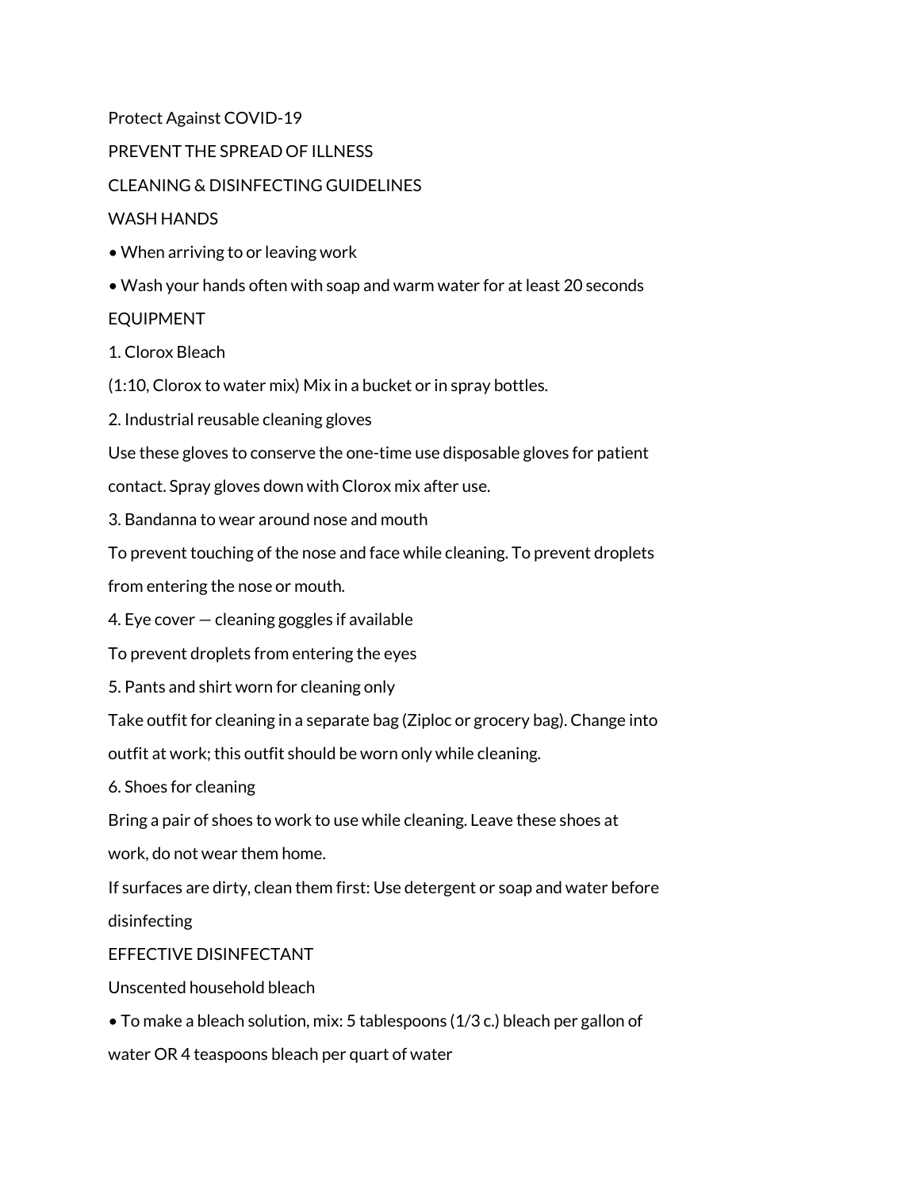# Protect Against COVID-19

## PREVENT THE SPREAD OF ILLNESS

## CLEANING & DISINFECTING GUIDELINES

### WASH HANDS

- When arriving to or leaving work
- Wash your hands often with soap and warm water for at least 20 seconds

### EQUIPMENT

1. Clorox Bleach

(1:10, Clorox to water mix) Mix in a bucket or in spray bottles.

2. Industrial reusable cleaning gloves

Use these gloves to conserve the one-time use disposable gloves for patient contact. Spray gloves down with Clorox mix after use.

3. Bandanna to wear around nose and mouth

To prevent touching of the nose and face while cleaning. To prevent droplets from entering the nose or mouth.

4. Eye cover — cleaning goggles if available

To prevent droplets from entering the eyes

5. Pants and shirt worn for cleaning only

Take outfit for cleaning in a separate bag (Ziploc or grocery bag). Change into outfit at work; this outfit should be worn only while cleaning.

6. Shoes for cleaning

Bring a pair of shoes to work to use while cleaning. Leave these shoes at work, do not wear them home.

If surfaces are dirty, clean them first: Use detergent or soap and water before disinfecting

### EFFECTIVE DISINFECTANT

Unscented household bleach

- To make a bleach solution, mix: 5 tablespoons (1/3 c.) bleach per gallon of water OR 4 teaspoons bleach per quart of water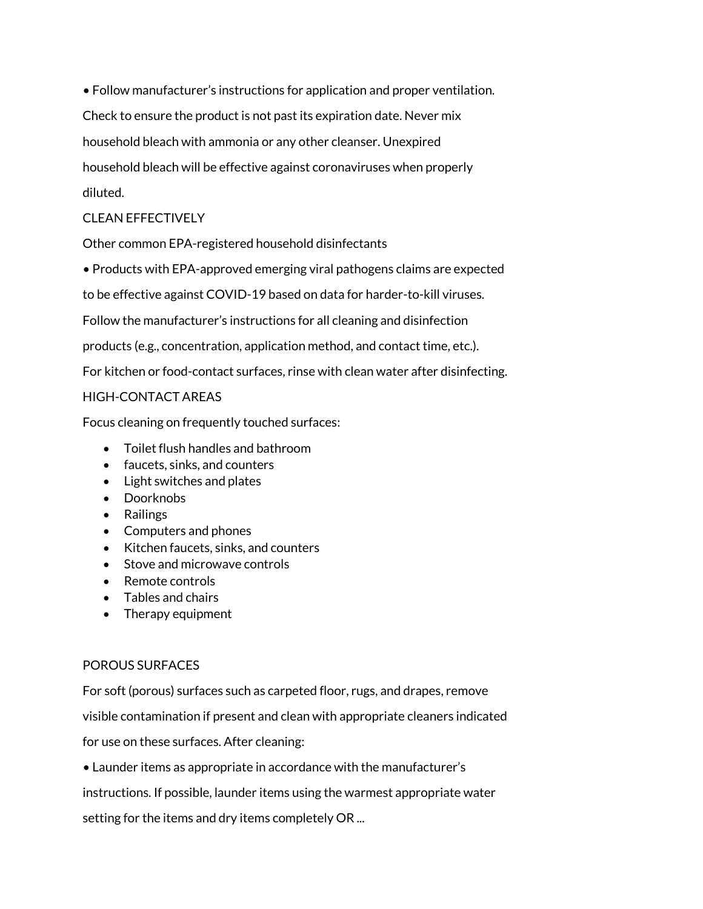• Follow manufacturer's instructions for application and proper ventilation. Check to ensure the product is not past its expiration date. Never mix household bleach with ammonia or any other cleanser. Unexpired household bleach will be effective against coronaviruses when properly diluted.

## CLEAN EFFECTIVELY

Other common EPA-registered household disinfectants

• Products with EPA-approved emerging viral pathogens claims are expected to be effective against COVID-19 based on data for harder-to-kill viruses. Follow the manufacturer's instructions for all cleaning and disinfection products (e.g., concentration, application method, and contact time, etc.). For kitchen or food-contact surfaces, rinse with clean water after disinfecting.

## HIGH-CONTACT AREAS

Focus cleaning on frequently touched surfaces:

- Toilet flush handles and bathroom
- faucets, sinks, and counters
- Light switches and plates
- Doorknobs
- Railings
- Computers and phones
- Kitchen faucets, sinks, and counters
- Stove and microwave controls
- Remote controls
- Tables and chairs
- Therapy equipment

## POROUS SURFACES

For soft (porous) surfaces such as carpeted floor, rugs, and drapes, remove visible contamination if present and clean with appropriate cleaners indicated for use on these surfaces. After cleaning:

• Launder items as appropriate in accordance with the manufacturer's instructions. If possible, launder items using the warmest appropriate water setting for the items and dry items completely OR ...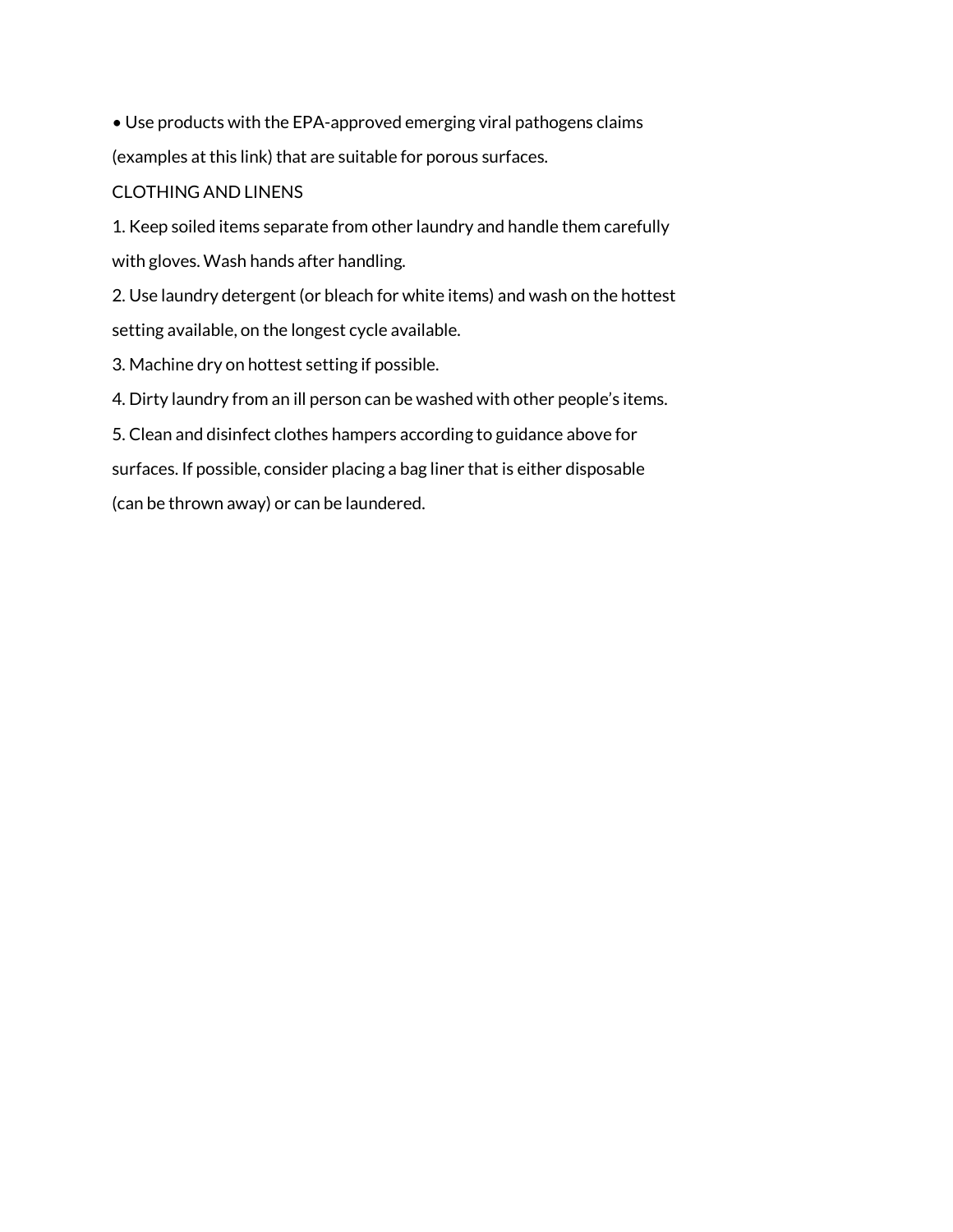- Use products with the EPA-approved emerging viral pathogens claims (examples at this link) that are suitable for porous surfaces.

## CLOTHING AND LINENS

1. Keep soiled items separate from other laundry and handle them carefully with gloves. Wash hands after handling.
2. Use laundry detergent (or bleach for white items) and wash on the hottest setting available, on the longest cycle available.
3. Machine dry on hottest setting if possible.
4. Dirty laundry from an ill person can be washed with other people's items.
5. Clean and disinfect clothes hampers according to guidance above for surfaces. If possible, consider placing a bag liner that is either disposable (can be thrown away) or can be laundered.